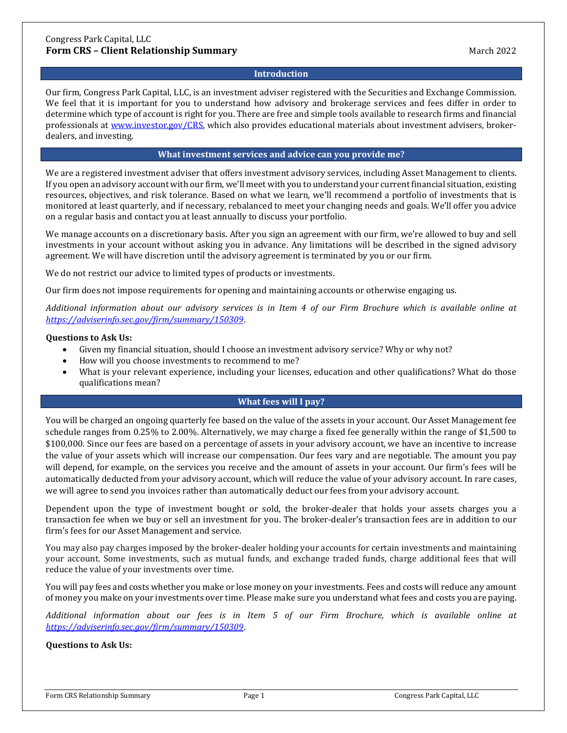Congress Park Capital, LLC

# Form CRS – Client Relationship Summary

March 2022

## Introduction

Our firm, Congress Park Capital, LLC, is an investment adviser registered with the Securities and Exchange Commission. We feel that it is important for you to understand how advisory and brokerage services and fees differ in order to determine which type of account is right for you. There are free and simple tools available to research firms and financial professionals at [www.investor.gov/CRS](www.investor.gov/CRS), which also provides educational materials about investment advisers, broker-dealers, and investing.

## What investment services and advice can you provide me?

We are a registered investment adviser that offers investment advisory services, including Asset Management to clients. If you open an advisory account with our firm, we'll meet with you to understand your current financial situation, existing resources, objectives, and risk tolerance. Based on what we learn, we'll recommend a portfolio of investments that is monitored at least quarterly, and if necessary, rebalanced to meet your changing needs and goals. We'll offer you advice on a regular basis and contact you at least annually to discuss your portfolio.

We manage accounts on a discretionary basis. After you sign an agreement with our firm, we're allowed to buy and sell investments in your account without asking you in advance. Any limitations will be described in the signed advisory agreement. We will have discretion until the advisory agreement is terminated by you or our firm.

We do not restrict our advice to limited types of products or investments.

Our firm does not impose requirements for opening and maintaining accounts or otherwise engaging us.

*Additional information about our advisory services is in Item 4 of our Firm Brochure which is available online at [https://adviserinfo.sec.gov/firm/summary/150309](https://adviserinfo.sec.gov/firm/summary/150309).*

**Questions to Ask Us:**

- Given my financial situation, should I choose an investment advisory service? Why or why not?
- How will you choose investments to recommend to me?
- What is your relevant experience, including your licenses, education and other qualifications? What do those qualifications mean?

## What fees will I pay?

You will be charged an ongoing quarterly fee based on the value of the assets in your account. Our Asset Management fee schedule ranges from 0.25% to 2.00%. Alternatively, we may charge a fixed fee generally within the range of $1,500 to $100,000. Since our fees are based on a percentage of assets in your advisory account, we have an incentive to increase the value of your assets which will increase our compensation. Our fees vary and are negotiable. The amount you pay will depend, for example, on the services you receive and the amount of assets in your account. Our firm's fees will be automatically deducted from your advisory account, which will reduce the value of your advisory account. In rare cases, we will agree to send you invoices rather than automatically deduct our fees from your advisory account.

Dependent upon the type of investment bought or sold, the broker-dealer that holds your assets charges you a transaction fee when we buy or sell an investment for you. The broker-dealer's transaction fees are in addition to our firm's fees for our Asset Management and service.

You may also pay charges imposed by the broker-dealer holding your accounts for certain investments and maintaining your account. Some investments, such as mutual funds, and exchange traded funds, charge additional fees that will reduce the value of your investments over time.

You will pay fees and costs whether you make or lose money on your investments. Fees and costs will reduce any amount of money you make on your investments over time. Please make sure you understand what fees and costs you are paying.

*Additional information about our fees is in Item 5 of our Firm Brochure, which is available online at [https://adviserinfo.sec.gov/firm/summary/150309](https://adviserinfo.sec.gov/firm/summary/150309).*

**Questions to Ask Us:**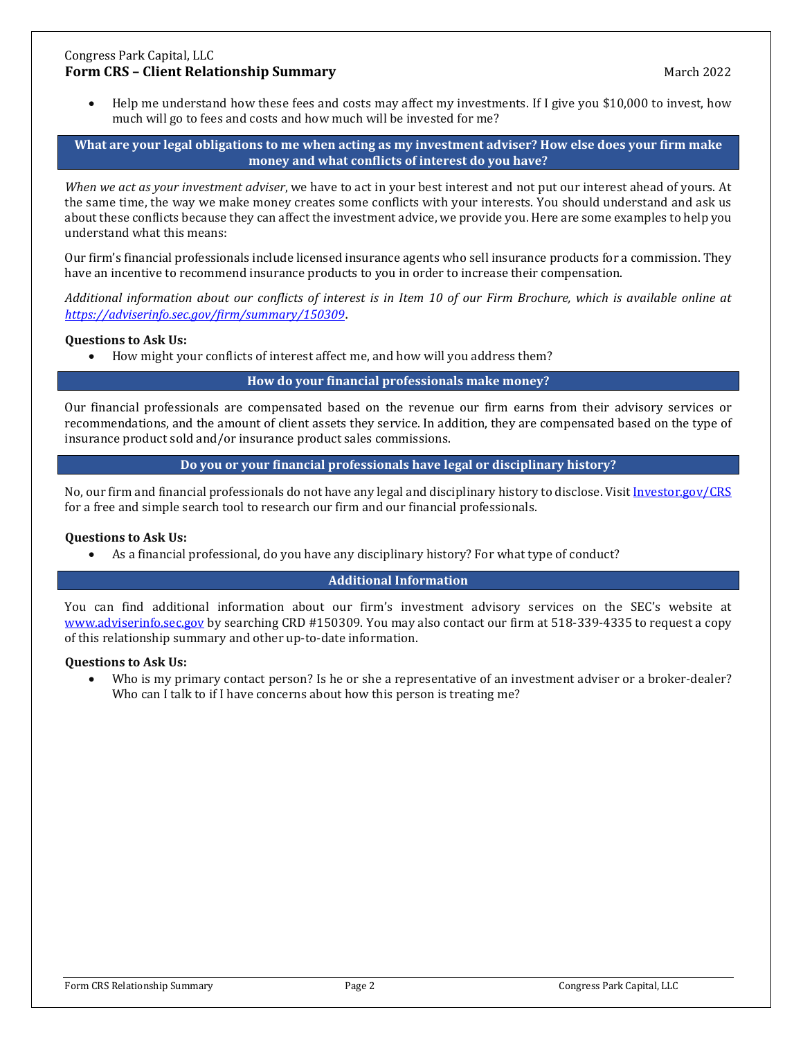- Help me understand how these fees and costs may affect my investments. If I give you $10,000 to invest, how much will go to fees and costs and how much will be invested for me?

## What are your legal obligations to me when acting as my investment adviser? How else does your firm make money and what conflicts of interest do you have?

*When we act as your investment adviser*, we have to act in your best interest and not put our interest ahead of yours. At the same time, the way we make money creates some conflicts with your interests. You should understand and ask us about these conflicts because they can affect the investment advice, we provide you. Here are some examples to help you understand what this means:

Our firm's financial professionals include licensed insurance agents who sell insurance products for a commission. They have an incentive to recommend insurance products to you in order to increase their compensation.

*Additional information about our conflicts of interest is in Item 10 of our Firm Brochure, which is available online at [https://adviserinfo.sec.gov/firm/summary/150309](https://adviserinfo.sec.gov/firm/summary/150309).*

**Questions to Ask Us:**

- How might your conflicts of interest affect me, and how will you address them?

## How do your financial professionals make money?

Our financial professionals are compensated based on the revenue our firm earns from their advisory services or recommendations, and the amount of client assets they service. In addition, they are compensated based on the type of insurance product sold and/or insurance product sales commissions.

## Do you or your financial professionals have legal or disciplinary history?

No, our firm and financial professionals do not have any legal and disciplinary history to disclose. Visit [Investor.gov/CRS](Investor.gov/CRS) for a free and simple search tool to research our firm and our financial professionals.

**Questions to Ask Us:**

- As a financial professional, do you have any disciplinary history? For what type of conduct?

## Additional Information

You can find additional information about our firm's investment advisory services on the SEC's website at [www.adviserinfo.sec.gov](www.adviserinfo.sec.gov) by searching CRD #150309. You may also contact our firm at 518-339-4335 to request a copy of this relationship summary and other up-to-date information.

**Questions to Ask Us:**

- Who is my primary contact person? Is he or she a representative of an investment adviser or a broker-dealer? Who can I talk to if I have concerns about how this person is treating me?